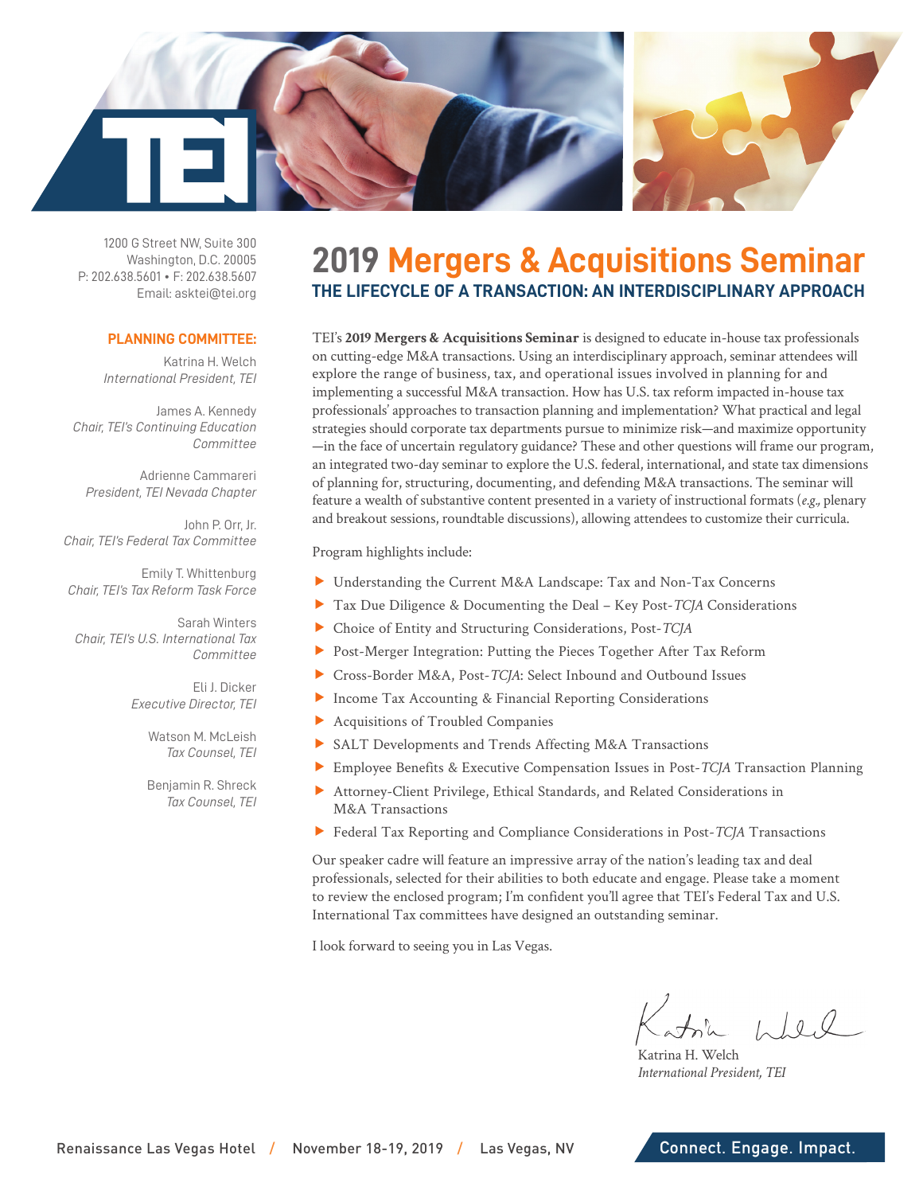TEI

1200 G Street NW, Suite 300
Washington, D.C. 20005
P: 202.638.5601 • F: 202.638.5607
Email: asktei@tei.org

**PLANNING COMMITTEE:**

Katrina H. Welch
*International President, TEI*

James A. Kennedy
*Chair, TEI's Continuing Education Committee*

Adrienne Cammareri
*President, TEI Nevada Chapter*

John P. Orr, Jr.
*Chair, TEI's Federal Tax Committee*

Emily T. Whittenburg
*Chair, TEI's Tax Reform Task Force*

Sarah Winters
*Chair, TEI's U.S. International Tax Committee*

Eli J. Dicker
*Executive Director, TEI*

Watson M. McLeish
*Tax Counsel, TEI*

Benjamin R. Shreck
*Tax Counsel, TEI*

# 2019 Mergers & Acquisitions Seminar

## THE LIFECYCLE OF A TRANSACTION: AN INTERDISCIPLINARY APPROACH

TEI's **2019 Mergers & Acquisitions Seminar** is designed to educate in-house tax professionals on cutting-edge M&A transactions. Using an interdisciplinary approach, seminar attendees will explore the range of business, tax, and operational issues involved in planning for and implementing a successful M&A transaction. How has U.S. tax reform impacted in-house tax professionals' approaches to transaction planning and implementation? What practical and legal strategies should corporate tax departments pursue to minimize risk—and maximize opportunity—in the face of uncertain regulatory guidance? These and other questions will frame our program, an integrated two-day seminar to explore the U.S. federal, international, and state tax dimensions of planning for, structuring, documenting, and defending M&A transactions. The seminar will feature a wealth of substantive content presented in a variety of instructional formats (*e.g.,* plenary and breakout sessions, roundtable discussions), allowing attendees to customize their curricula.

Program highlights include:

- Understanding the Current M&A Landscape: Tax and Non-Tax Concerns
- Tax Due Diligence & Documenting the Deal – Key Post-*TCJA* Considerations
- Choice of Entity and Structuring Considerations, Post-*TCJA*
- Post-Merger Integration: Putting the Pieces Together After Tax Reform
- Cross-Border M&A, Post-*TCJA*: Select Inbound and Outbound Issues
- Income Tax Accounting & Financial Reporting Considerations
- Acquisitions of Troubled Companies
- SALT Developments and Trends Affecting M&A Transactions
- Employee Benefits & Executive Compensation Issues in Post-*TCJA* Transaction Planning
- Attorney-Client Privilege, Ethical Standards, and Related Considerations in M&A Transactions
- Federal Tax Reporting and Compliance Considerations in Post-*TCJA* Transactions

Our speaker cadre will feature an impressive array of the nation's leading tax and deal professionals, selected for their abilities to both educate and engage. Please take a moment to review the enclosed program; I'm confident you'll agree that TEI's Federal Tax and U.S. International Tax committees have designed an outstanding seminar.

I look forward to seeing you in Las Vegas.

Katrina H. Welch
*International President, TEI*

Renaissance Las Vegas Hotel / November 18-19, 2019 / Las Vegas, NV

Connect. Engage. Impact.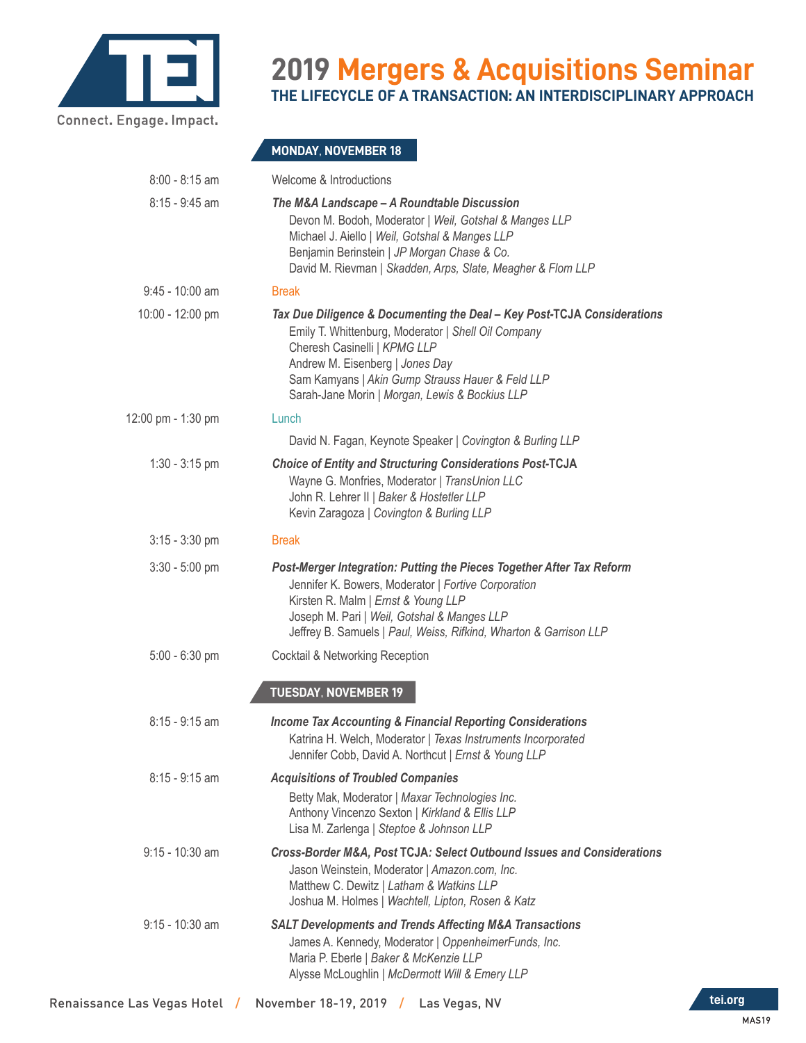Connect. Engage. Impact.

# 2019 Mergers & Acquisitions Seminar

## THE LIFECYCLE OF A TRANSACTION: AN INTERDISCIPLINARY APPROACH

### MONDAY, NOVEMBER 18

8:00 - 8:15 am — Welcome & Introductions

8:15 - 9:45 am — ***The M&A Landscape – A Roundtable Discussion***
Devon M. Bodoh, Moderator | *Weil, Gotshal & Manges LLP*
Michael J. Aiello | *Weil, Gotshal & Manges LLP*
Benjamin Berinstein | *JP Morgan Chase & Co.*
David M. Rievman | *Skadden, Arps, Slate, Meagher & Flom LLP*

9:45 - 10:00 am — Break

10:00 - 12:00 pm — ***Tax Due Diligence & Documenting the Deal – Key Post-TCJA Considerations***
Emily T. Whittenburg, Moderator | *Shell Oil Company*
Cheresh Casinelli | *KPMG LLP*
Andrew M. Eisenberg | *Jones Day*
Sam Kamyans | *Akin Gump Strauss Hauer & Feld LLP*
Sarah-Jane Morin | *Morgan, Lewis & Bockius LLP*

12:00 pm - 1:30 pm — Lunch
David N. Fagan, Keynote Speaker | *Covington & Burling LLP*

1:30 - 3:15 pm — ***Choice of Entity and Structuring Considerations Post-TCJA***
Wayne G. Monfries, Moderator | *TransUnion LLC*
John R. Lehrer II | *Baker & Hostetler LLP*
Kevin Zaragoza | *Covington & Burling LLP*

3:15 - 3:30 pm — Break

3:30 - 5:00 pm — ***Post-Merger Integration: Putting the Pieces Together After Tax Reform***
Jennifer K. Bowers, Moderator | *Fortive Corporation*
Kirsten R. Malm | *Ernst & Young LLP*
Joseph M. Pari | *Weil, Gotshal & Manges LLP*
Jeffrey B. Samuels | *Paul, Weiss, Rifkind, Wharton & Garrison LLP*

5:00 - 6:30 pm — Cocktail & Networking Reception

### TUESDAY, NOVEMBER 19

8:15 - 9:15 am — ***Income Tax Accounting & Financial Reporting Considerations***
Katrina H. Welch, Moderator | *Texas Instruments Incorporated*
Jennifer Cobb, David A. Northcut | *Ernst & Young LLP*

8:15 - 9:15 am — ***Acquisitions of Troubled Companies***
Betty Mak, Moderator | *Maxar Technologies Inc.*
Anthony Vincenzo Sexton | *Kirkland & Ellis LLP*
Lisa M. Zarlenga | *Steptoe & Johnson LLP*

9:15 - 10:30 am — ***Cross-Border M&A, Post TCJA: Select Outbound Issues and Considerations***
Jason Weinstein, Moderator | *Amazon.com, Inc.*
Matthew C. Dewitz | *Latham & Watkins LLP*
Joshua M. Holmes | *Wachtell, Lipton, Rosen & Katz*

9:15 - 10:30 am — ***SALT Developments and Trends Affecting M&A Transactions***
James A. Kennedy, Moderator | *OppenheimerFunds, Inc.*
Maria P. Eberle | *Baker & McKenzie LLP*
Alysse McLoughlin | *McDermott Will & Emery LLP*

Renaissance Las Vegas Hotel / November 18-19, 2019 / Las Vegas, NV

tei.org

MAS19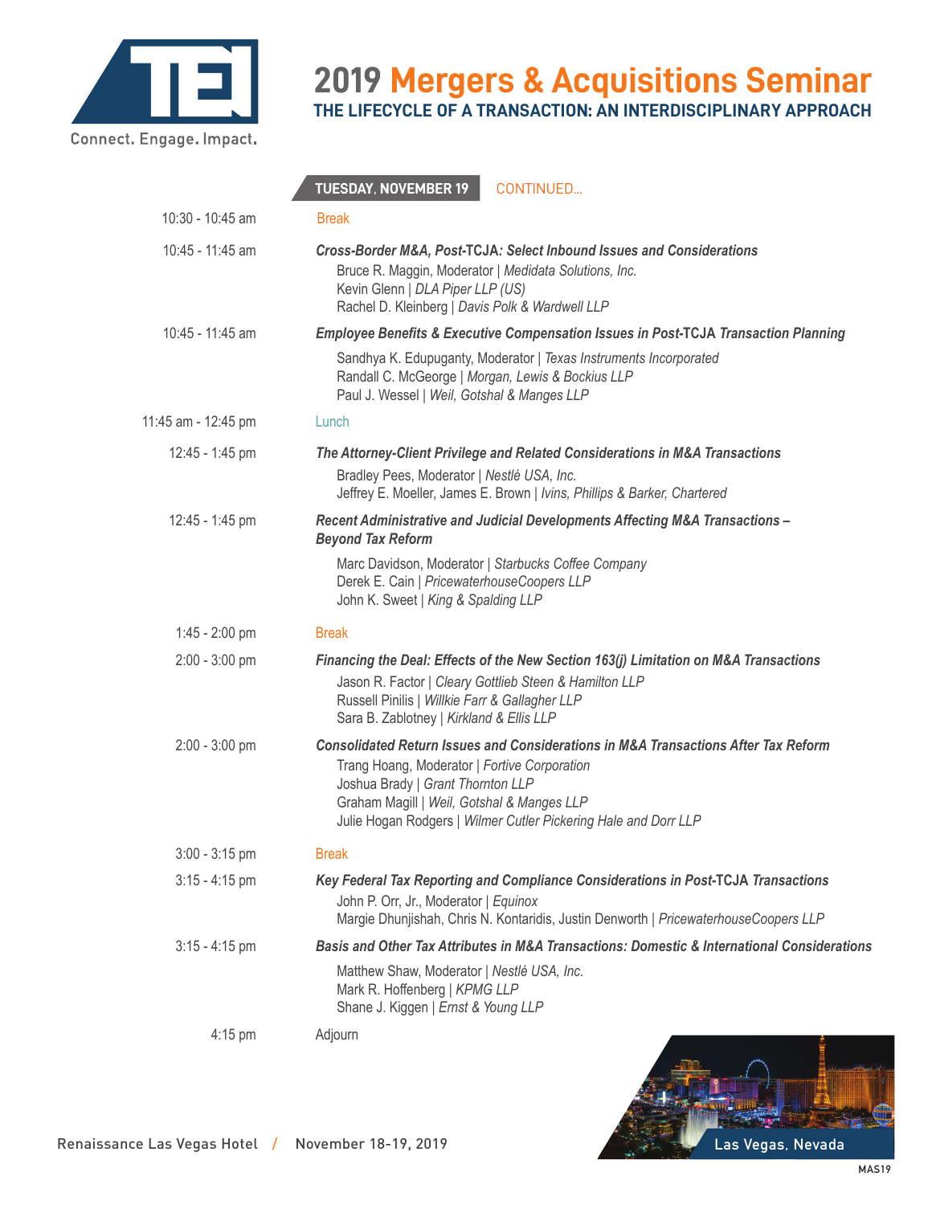# 2019 Mergers & Acquisitions Seminar

## THE LIFECYCLE OF A TRANSACTION: AN INTERDISCIPLINARY APPROACH

**TUESDAY, NOVEMBER 19** CONTINUED...

| | |
|---|---|
| 10:30 - 10:45 am | Break |
| 10:45 - 11:45 am | ***Cross-Border M&A, Post-TCJA: Select Inbound Issues and Considerations***<br>Bruce R. Maggin, Moderator \| *Medidata Solutions, Inc.*<br>Kevin Glenn \| *DLA Piper LLP (US)*<br>Rachel D. Kleinberg \| *Davis Polk & Wardwell LLP* |
| 10:45 - 11:45 am | ***Employee Benefits & Executive Compensation Issues in Post-TCJA Transaction Planning***<br>Sandhya K. Edupuganty, Moderator \| *Texas Instruments Incorporated*<br>Randall C. McGeorge \| *Morgan, Lewis & Bockius LLP*<br>Paul J. Wessel \| *Weil, Gotshal & Manges LLP* |
| 11:45 am - 12:45 pm | Lunch |
| 12:45 - 1:45 pm | ***The Attorney-Client Privilege and Related Considerations in M&A Transactions***<br>Bradley Pees, Moderator \| *Nestlé USA, Inc.*<br>Jeffrey E. Moeller, James E. Brown \| *Ivins, Phillips & Barker, Chartered* |
| 12:45 - 1:45 pm | ***Recent Administrative and Judicial Developments Affecting M&A Transactions – Beyond Tax Reform***<br>Marc Davidson, Moderator \| *Starbucks Coffee Company*<br>Derek E. Cain \| *PricewaterhouseCoopers LLP*<br>John K. Sweet \| *King & Spalding LLP* |
| 1:45 - 2:00 pm | Break |
| 2:00 - 3:00 pm | ***Financing the Deal: Effects of the New Section 163(j) Limitation on M&A Transactions***<br>Jason R. Factor \| *Cleary Gottlieb Steen & Hamilton LLP*<br>Russell Pinilis \| *Willkie Farr & Gallagher LLP*<br>Sara B. Zablotney \| *Kirkland & Ellis LLP* |
| 2:00 - 3:00 pm | ***Consolidated Return Issues and Considerations in M&A Transactions After Tax Reform***<br>Trang Hoang, Moderator \| *Fortive Corporation*<br>Joshua Brady \| *Grant Thornton LLP*<br>Graham Magill \| *Weil, Gotshal & Manges LLP*<br>Julie Hogan Rodgers \| *Wilmer Cutler Pickering Hale and Dorr LLP* |
| 3:00 - 3:15 pm | Break |
| 3:15 - 4:15 pm | ***Key Federal Tax Reporting and Compliance Considerations in Post-TCJA Transactions***<br>John P. Orr, Jr., Moderator \| *Equinox*<br>Margie Dhunjishah, Chris N. Kontaridis, Justin Denworth \| *PricewaterhouseCoopers LLP* |
| 3:15 - 4:15 pm | ***Basis and Other Tax Attributes in M&A Transactions: Domestic & International Considerations***<br>Matthew Shaw, Moderator \| *Nestlé USA, Inc.*<br>Mark R. Hoffenberg \| *KPMG LLP*<br>Shane J. Kiggen \| *Ernst & Young LLP* |
| 4:15 pm | Adjourn |

Renaissance Las Vegas Hotel / November 18-19, 2019

Las Vegas, Nevada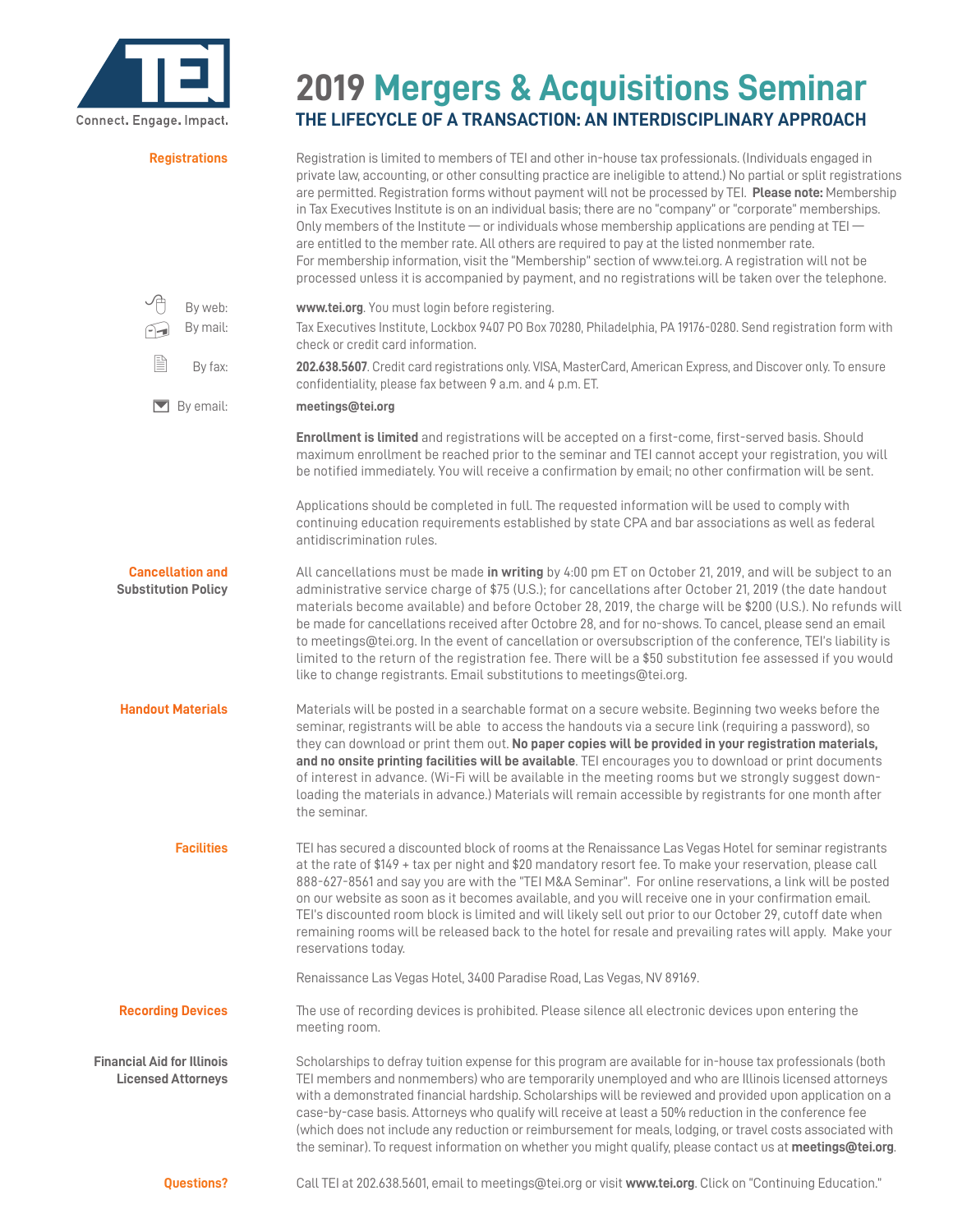TEI

Connect. Engage. Impact.

# 2019 Mergers & Acquisitions Seminar

## THE LIFECYCLE OF A TRANSACTION: AN INTERDISCIPLINARY APPROACH

### Registrations

Registration is limited to members of TEI and other in-house tax professionals. (Individuals engaged in private law, accounting, or other consulting practice are ineligible to attend.) No partial or split registrations are permitted. Registration forms without payment will not be processed by TEI. **Please note:** Membership in Tax Executives Institute is on an individual basis; there are no "company" or "corporate" memberships. Only members of the Institute — or individuals whose membership applications are pending at TEI — are entitled to the member rate. All others are required to pay at the listed nonmember rate. For membership information, visit the "Membership" section of www.tei.org. A registration will not be processed unless it is accompanied by payment, and no registrations will be taken over the telephone.

By web: **www.tei.org**. You must login before registering.

By mail: Tax Executives Institute, Lockbox 9407 PO Box 70280, Philadelphia, PA 19176-0280. Send registration form with check or credit card information.

By fax: **202.638.5607**. Credit card registrations only. VISA, MasterCard, American Express, and Discover only. To ensure confidentiality, please fax between 9 a.m. and 4 p.m. ET.

By email: **meetings@tei.org**

**Enrollment is limited** and registrations will be accepted on a first-come, first-served basis. Should maximum enrollment be reached prior to the seminar and TEI cannot accept your registration, you will be notified immediately. You will receive a confirmation by email; no other confirmation will be sent.

Applications should be completed in full. The requested information will be used to comply with continuing education requirements established by state CPA and bar associations as well as federal antidiscrimination rules.

### Cancellation and Substitution Policy

All cancellations must be made **in writing** by 4:00 pm ET on October 21, 2019, and will be subject to an administrative service charge of $75 (U.S.); for cancellations after October 21, 2019 (the date handout materials become available) and before October 28, 2019, the charge will be $200 (U.S.). No refunds will be made for cancellations received after Octobre 28, 2019, and for no-shows. To cancel, please send an email to meetings@tei.org. In the event of cancellation or oversubscription of the conference, TEI's liability is limited to the return of the registration fee. There will be a $50 substitution fee assessed if you would like to change registrants. Email substitutions to meetings@tei.org.

### Handout Materials

Materials will be posted in a searchable format on a secure website. Beginning two weeks before the seminar, registrants will be able to access the handouts via a secure link (requiring a password), so they can download or print them out. **No paper copies will be provided in your registration materials, and no onsite printing facilities will be available**. TEI encourages you to download or print documents of interest in advance. (Wi-Fi will be available in the meeting rooms but we strongly suggest downloading the materials in advance.) Materials will remain accessible by registrants for one month after the seminar.

### Facilities

TEI has secured a discounted block of rooms at the Renaissance Las Vegas Hotel for seminar registrants at the rate of $149 + tax per night and $20 mandatory resort fee. To make your reservation, please call 888-627-8561 and say you are with the "TEI M&A Seminar". For online reservations, a link will be posted on our website as soon as it becomes available, and you will receive one in your confirmation email. TEI's discounted room block is limited and will likely sell out prior to our October 29, cutoff date when remaining rooms will be released back to the hotel for resale and prevailing rates will apply. Make your reservations today.

Renaissance Las Vegas Hotel, 3400 Paradise Road, Las Vegas, NV 89169.

### Recording Devices

The use of recording devices is prohibited. Please silence all electronic devices upon entering the meeting room.

### Financial Aid for Illinois Licensed Attorneys

Scholarships to defray tuition expense for this program are available for in-house tax professionals (both TEI members and nonmembers) who are temporarily unemployed and who are Illinois licensed attorneys with a demonstrated financial hardship. Scholarships will be reviewed and provided upon application on a case-by-case basis. Attorneys who qualify will receive at least a 50% reduction in the conference fee (which does not include any reduction or reimbursement for meals, lodging, or travel costs associated with the seminar). To request information on whether you might qualify, please contact us at **meetings@tei.org**.

### Questions?

Call TEI at 202.638.5601, email to meetings@tei.org or visit **www.tei.org**. Click on "Continuing Education."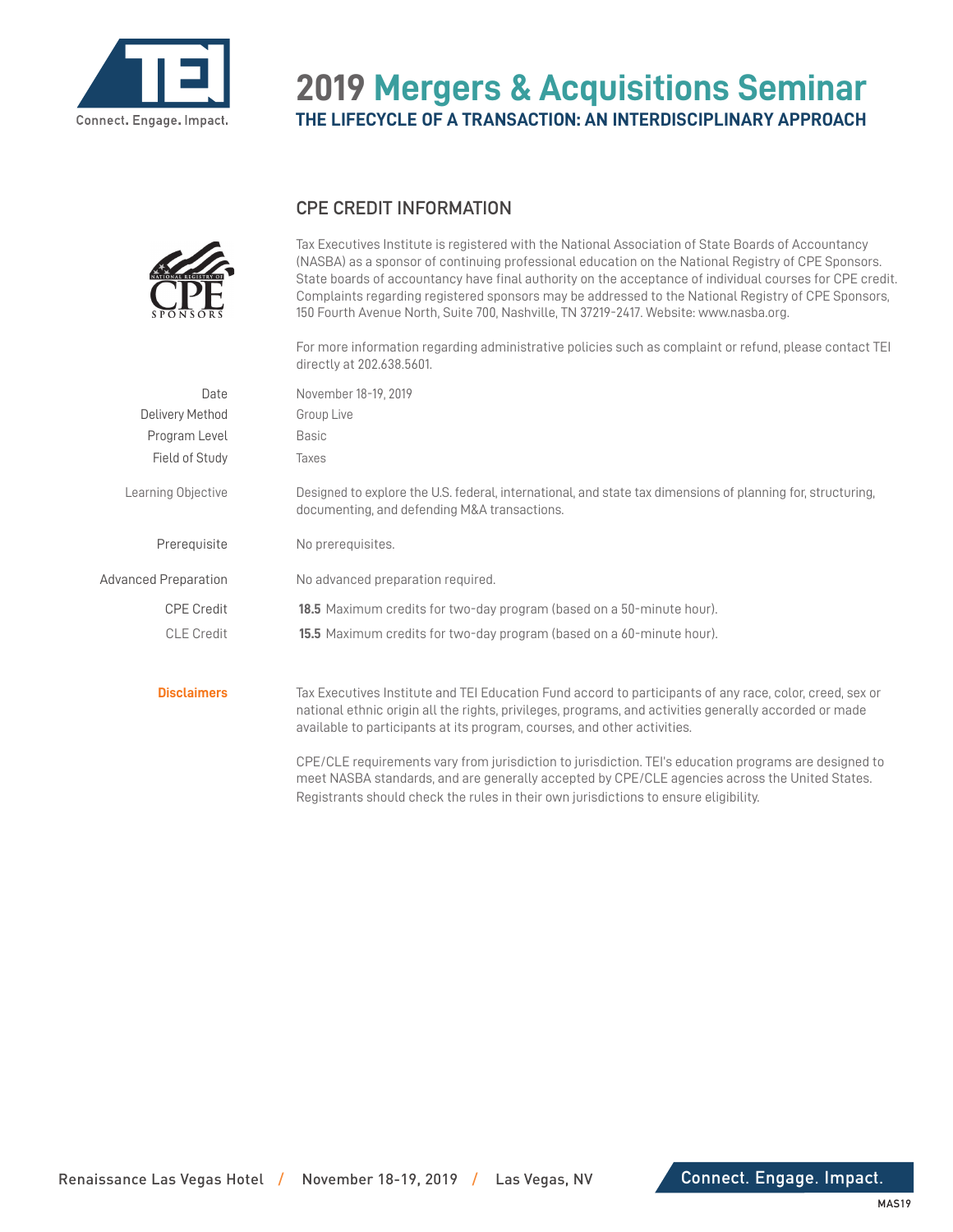# 2019 Mergers & Acquisitions Seminar

### THE LIFECYCLE OF A TRANSACTION: AN INTERDISCIPLINARY APPROACH

## CPE CREDIT INFORMATION

Tax Executives Institute is registered with the National Association of State Boards of Accountancy (NASBA) as a sponsor of continuing professional education on the National Registry of CPE Sponsors. State boards of accountancy have final authority on the acceptance of individual courses for CPE credit. Complaints regarding registered sponsors may be addressed to the National Registry of CPE Sponsors, 150 Fourth Avenue North, Suite 700, Nashville, TN 37219-2417. Website: www.nasba.org.

For more information regarding administrative policies such as complaint or refund, please contact TEI directly at 202.638.5601.

| | |
|---|---|
| Date | November 18-19, 2019 |
| Delivery Method | Group Live |
| Program Level | Basic |
| Field of Study | Taxes |
| Learning Objective | Designed to explore the U.S. federal, international, and state tax dimensions of planning for, structuring, documenting, and defending M&A transactions. |
| Prerequisite | No prerequisites. |
| Advanced Preparation | No advanced preparation required. |
| CPE Credit | **18.5** Maximum credits for two-day program (based on a 50-minute hour). |
| CLE Credit | **15.5** Maximum credits for two-day program (based on a 60-minute hour). |

**Disclaimers**

Tax Executives Institute and TEI Education Fund accord to participants of any race, color, creed, sex or national ethnic origin all the rights, privileges, programs, and activities generally accorded or made available to participants at its program, courses, and other activities.

CPE/CLE requirements vary from jurisdiction to jurisdiction. TEI's education programs are designed to meet NASBA standards, and are generally accepted by CPE/CLE agencies across the United States. Registrants should check the rules in their own jurisdictions to ensure eligibility.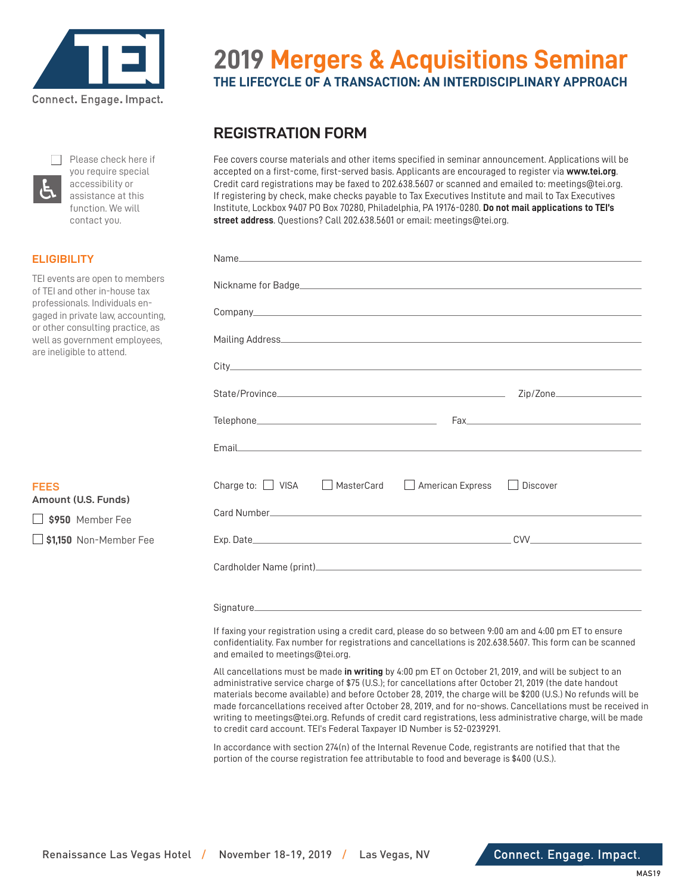TEI

Connect. Engage. Impact.

# 2019 Mergers & Acquisitions Seminar

### THE LIFECYCLE OF A TRANSACTION: AN INTERDISCIPLINARY APPROACH

## REGISTRATION FORM

☐ Please check here if you require special accessibility or assistance at this function. We will contact you.

Fee covers course materials and other items specified in seminar announcement. Applications will be accepted on a first-come, first-served basis. Applicants are encouraged to register via **www.tei.org**. Credit card registrations may be faxed to 202.638.5607 or scanned and emailed to: meetings@tei.org. If registering by check, make checks payable to Tax Executives Institute and mail to Tax Executives Institute, Lockbox 9407 PO Box 70280, Philadelphia, PA 19176-0280. **Do not mail applications to TEI's street address**. Questions? Call 202.638.5601 or email: meetings@tei.org.

### ELIGIBILITY

TEI events are open to members of TEI and other in-house tax professionals. Individuals engaged in private law, accounting, or other consulting practice, as well as government employees, are ineligible to attend.

Name\_\_\_\_\_\_\_\_\_\_\_\_\_\_\_\_\_\_\_\_\_\_\_\_

Nickname for Badge\_\_\_\_\_\_\_\_\_\_\_\_\_\_\_\_\_\_\_\_\_\_\_\_

Company\_\_\_\_\_\_\_\_\_\_\_\_\_\_\_\_\_\_\_\_\_\_\_\_

Mailing Address\_\_\_\_\_\_\_\_\_\_\_\_\_\_\_\_\_\_\_\_\_\_\_\_

City\_\_\_\_\_\_\_\_\_\_\_\_\_\_\_\_\_\_\_\_\_\_\_\_

State/Province\_\_\_\_\_\_\_\_\_\_\_\_\_\_\_\_ Zip/Zone\_\_\_\_\_\_\_\_\_\_\_\_

Telephone\_\_\_\_\_\_\_\_\_\_\_\_\_\_\_\_ Fax\_\_\_\_\_\_\_\_\_\_\_\_\_\_\_\_

Email\_\_\_\_\_\_\_\_\_\_\_\_\_\_\_\_\_\_\_\_\_\_\_\_

### FEES

**Amount (U.S. Funds)**

☐ **$950** Member Fee

☐ **$1,150** Non-Member Fee

Charge to: ☐ VISA ☐ MasterCard ☐ American Express ☐ Discover

Card Number\_\_\_\_\_\_\_\_\_\_\_\_\_\_\_\_\_\_\_\_\_\_\_\_

Exp. Date\_\_\_\_\_\_\_\_\_\_\_\_\_\_\_\_ CVV\_\_\_\_\_\_\_\_\_\_\_\_

Cardholder Name (print)\_\_\_\_\_\_\_\_\_\_\_\_\_\_\_\_\_\_\_\_\_\_\_\_

Signature\_\_\_\_\_\_\_\_\_\_\_\_\_\_\_\_\_\_\_\_\_\_\_\_

If faxing your registration using a credit card, please do so between 9:00 am and 4:00 pm ET to ensure confidentiality. Fax number for registrations and cancellations is 202.638.5607. This form can be scanned and emailed to meetings@tei.org.

All cancellations must be made **in writing** by 4:00 pm ET on October 21, 2019, and will be subject to an administrative service charge of $75 (U.S.); for cancellations after October 21, 2019 (the date handout materials become available) and before October 28, 2019, the charge will be $200 (U.S.) No refunds will be made forcancellations received after October 28, 2019, and for no-shows. Cancellations must be received in writing to meetings@tei.org. Refunds of credit card registrations, less administrative charge, will be made to credit card account. TEI's Federal Taxpayer ID Number is 52-0239291.

In accordance with section 274(n) of the Internal Revenue Code, registrants are notified that that the portion of the course registration fee attributable to food and beverage is $400 (U.S.).

Renaissance Las Vegas Hotel / November 18-19, 2019 / Las Vegas, NV

Connect. Engage. Impact.

MAS19